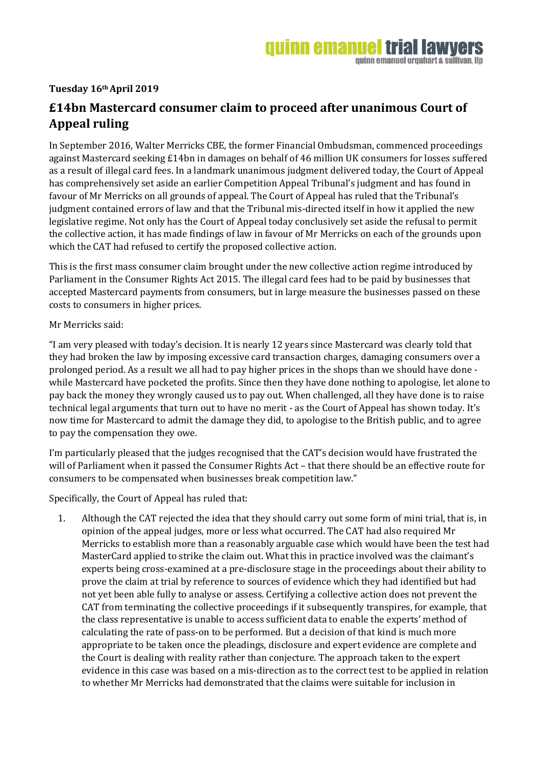**Tuesday 16th April 2019**

# £14bn Mastercard consumer claim to proceed after unanimous Court of Appeal ruling

In September 2016, Walter Merricks CBE, the former Financial Ombudsman, commenced proceedings against Mastercard seeking £14bn in damages on behalf of 46 million UK consumers for losses suffered as a result of illegal card fees. In a landmark unanimous judgment delivered today, the Court of Appeal has comprehensively set aside an earlier Competition Appeal Tribunal's judgment and has found in favour of Mr Merricks on all grounds of appeal. The Court of Appeal has ruled that the Tribunal's judgment contained errors of law and that the Tribunal mis-directed itself in how it applied the new legislative regime. Not only has the Court of Appeal today conclusively set aside the refusal to permit the collective action, it has made findings of law in favour of Mr Merricks on each of the grounds upon which the CAT had refused to certify the proposed collective action.

This is the first mass consumer claim brought under the new collective action regime introduced by Parliament in the Consumer Rights Act 2015. The illegal card fees had to be paid by businesses that accepted Mastercard payments from consumers, but in large measure the businesses passed on these costs to consumers in higher prices.

Mr Merricks said:

"I am very pleased with today's decision. It is nearly 12 years since Mastercard was clearly told that they had broken the law by imposing excessive card transaction charges, damaging consumers over a prolonged period. As a result we all had to pay higher prices in the shops than we should have done - while Mastercard have pocketed the profits. Since then they have done nothing to apologise, let alone to pay back the money they wrongly caused us to pay out. When challenged, all they have done is to raise technical legal arguments that turn out to have no merit - as the Court of Appeal has shown today. It's now time for Mastercard to admit the damage they did, to apologise to the British public, and to agree to pay the compensation they owe.

I'm particularly pleased that the judges recognised that the CAT's decision would have frustrated the will of Parliament when it passed the Consumer Rights Act – that there should be an effective route for consumers to be compensated when businesses break competition law."

Specifically, the Court of Appeal has ruled that:

1. Although the CAT rejected the idea that they should carry out some form of mini trial, that is, in opinion of the appeal judges, more or less what occurred. The CAT had also required Mr Merricks to establish more than a reasonably arguable case which would have been the test had MasterCard applied to strike the claim out. What this in practice involved was the claimant's experts being cross-examined at a pre-disclosure stage in the proceedings about their ability to prove the claim at trial by reference to sources of evidence which they had identified but had not yet been able fully to analyse or assess. Certifying a collective action does not prevent the CAT from terminating the collective proceedings if it subsequently transpires, for example, that the class representative is unable to access sufficient data to enable the experts' method of calculating the rate of pass-on to be performed. But a decision of that kind is much more appropriate to be taken once the pleadings, disclosure and expert evidence are complete and the Court is dealing with reality rather than conjecture. The approach taken to the expert evidence in this case was based on a mis-direction as to the correct test to be applied in relation to whether Mr Merricks had demonstrated that the claims were suitable for inclusion in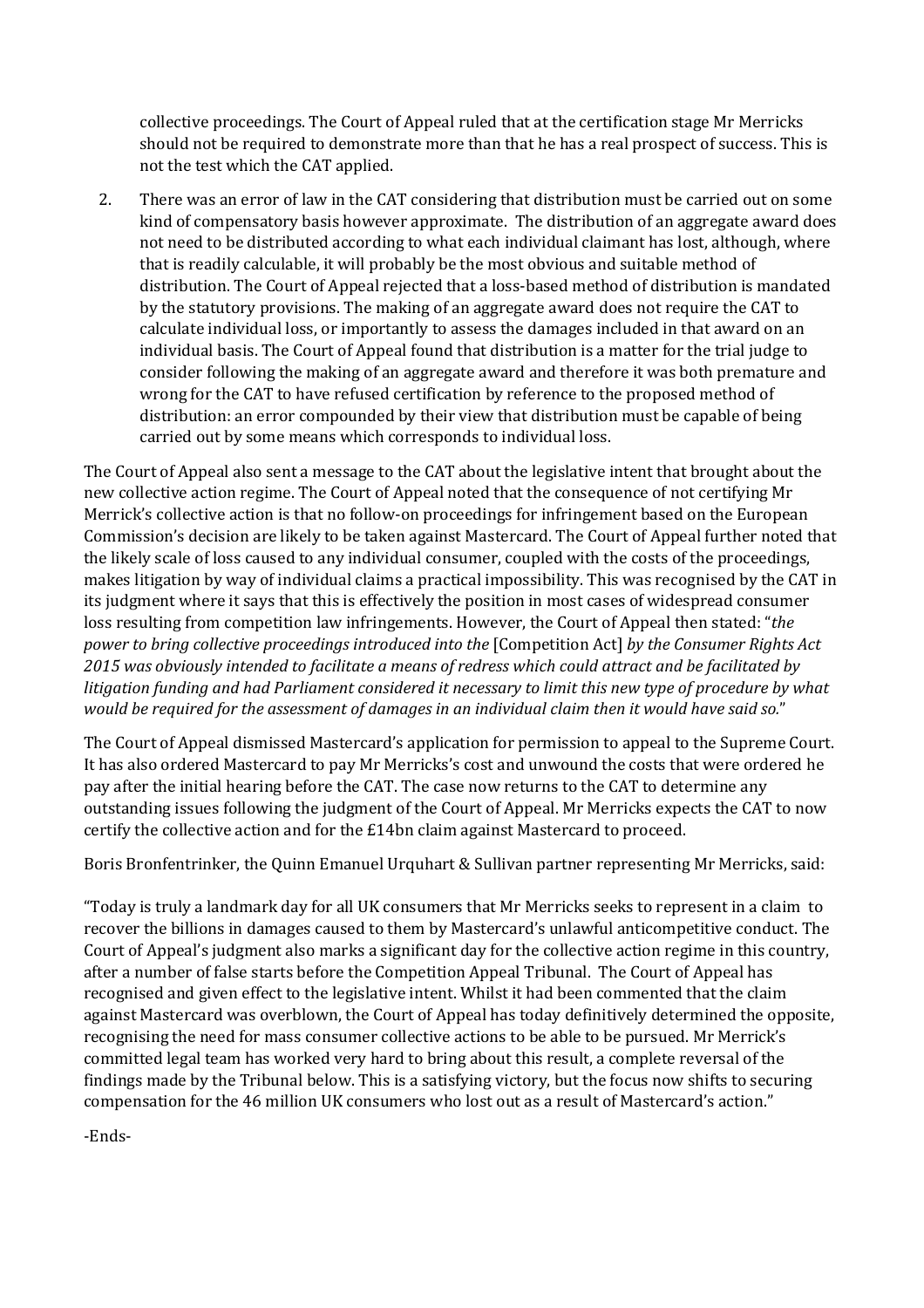collective proceedings. The Court of Appeal ruled that at the certification stage Mr Merricks should not be required to demonstrate more than that he has a real prospect of success. This is not the test which the CAT applied.

2. There was an error of law in the CAT considering that distribution must be carried out on some kind of compensatory basis however approximate. The distribution of an aggregate award does not need to be distributed according to what each individual claimant has lost, although, where that is readily calculable, it will probably be the most obvious and suitable method of distribution. The Court of Appeal rejected that a loss-based method of distribution is mandated by the statutory provisions. The making of an aggregate award does not require the CAT to calculate individual loss, or importantly to assess the damages included in that award on an individual basis. The Court of Appeal found that distribution is a matter for the trial judge to consider following the making of an aggregate award and therefore it was both premature and wrong for the CAT to have refused certification by reference to the proposed method of distribution: an error compounded by their view that distribution must be capable of being carried out by some means which corresponds to individual loss.

The Court of Appeal also sent a message to the CAT about the legislative intent that brought about the new collective action regime. The Court of Appeal noted that the consequence of not certifying Mr Merrick's collective action is that no follow-on proceedings for infringement based on the European Commission's decision are likely to be taken against Mastercard. The Court of Appeal further noted that the likely scale of loss caused to any individual consumer, coupled with the costs of the proceedings, makes litigation by way of individual claims a practical impossibility. This was recognised by the CAT in its judgment where it says that this is effectively the position in most cases of widespread consumer loss resulting from competition law infringements. However, the Court of Appeal then stated: "*the power to bring collective proceedings introduced into the* [Competition Act] *by the Consumer Rights Act 2015 was obviously intended to facilitate a means of redress which could attract and be facilitated by litigation funding and had Parliament considered it necessary to limit this new type of procedure by what would be required for the assessment of damages in an individual claim then it would have said so.*"

The Court of Appeal dismissed Mastercard's application for permission to appeal to the Supreme Court. It has also ordered Mastercard to pay Mr Merricks's cost and unwound the costs that were ordered he pay after the initial hearing before the CAT. The case now returns to the CAT to determine any outstanding issues following the judgment of the Court of Appeal. Mr Merricks expects the CAT to now certify the collective action and for the £14bn claim against Mastercard to proceed.

Boris Bronfentrinker, the Quinn Emanuel Urquhart & Sullivan partner representing Mr Merricks, said:

"Today is truly a landmark day for all UK consumers that Mr Merricks seeks to represent in a claim to recover the billions in damages caused to them by Mastercard's unlawful anticompetitive conduct. The Court of Appeal's judgment also marks a significant day for the collective action regime in this country, after a number of false starts before the Competition Appeal Tribunal. The Court of Appeal has recognised and given effect to the legislative intent. Whilst it had been commented that the claim against Mastercard was overblown, the Court of Appeal has today definitively determined the opposite, recognising the need for mass consumer collective actions to be able to be pursued. Mr Merrick's committed legal team has worked very hard to bring about this result, a complete reversal of the findings made by the Tribunal below. This is a satisfying victory, but the focus now shifts to securing compensation for the 46 million UK consumers who lost out as a result of Mastercard's action."

-Ends-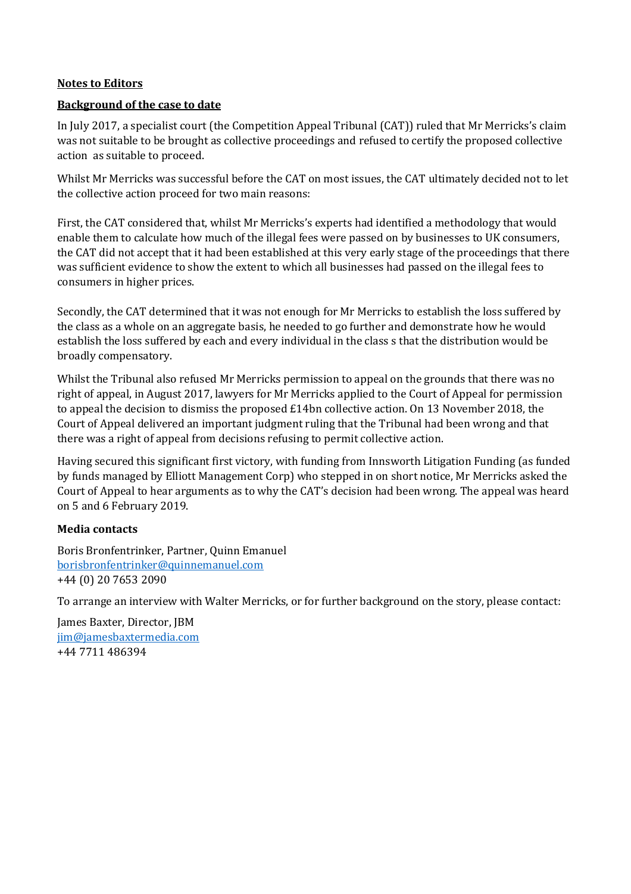**Notes to Editors**

**Background of the case to date**

In July 2017, a specialist court (the Competition Appeal Tribunal (CAT)) ruled that Mr Merricks's claim was not suitable to be brought as collective proceedings and refused to certify the proposed collective action as suitable to proceed.

Whilst Mr Merricks was successful before the CAT on most issues, the CAT ultimately decided not to let the collective action proceed for two main reasons:

First, the CAT considered that, whilst Mr Merricks's experts had identified a methodology that would enable them to calculate how much of the illegal fees were passed on by businesses to UK consumers, the CAT did not accept that it had been established at this very early stage of the proceedings that there was sufficient evidence to show the extent to which all businesses had passed on the illegal fees to consumers in higher prices.

Secondly, the CAT determined that it was not enough for Mr Merricks to establish the loss suffered by the class as a whole on an aggregate basis, he needed to go further and demonstrate how he would establish the loss suffered by each and every individual in the class s that the distribution would be broadly compensatory.

Whilst the Tribunal also refused Mr Merricks permission to appeal on the grounds that there was no right of appeal, in August 2017, lawyers for Mr Merricks applied to the Court of Appeal for permission to appeal the decision to dismiss the proposed £14bn collective action. On 13 November 2018, the Court of Appeal delivered an important judgment ruling that the Tribunal had been wrong and that there was a right of appeal from decisions refusing to permit collective action.

Having secured this significant first victory, with funding from Innsworth Litigation Funding (as funded by funds managed by Elliott Management Corp) who stepped in on short notice, Mr Merricks asked the Court of Appeal to hear arguments as to why the CAT's decision had been wrong. The appeal was heard on 5 and 6 February 2019.

**Media contacts**

Boris Bronfentrinker, Partner, Quinn Emanuel
borisbronfentrinker@quinnemanuel.com
+44 (0) 20 7653 2090

To arrange an interview with Walter Merricks, or for further background on the story, please contact:

James Baxter, Director, JBM
jim@jamesbaxtermedia.com
+44 7711 486394